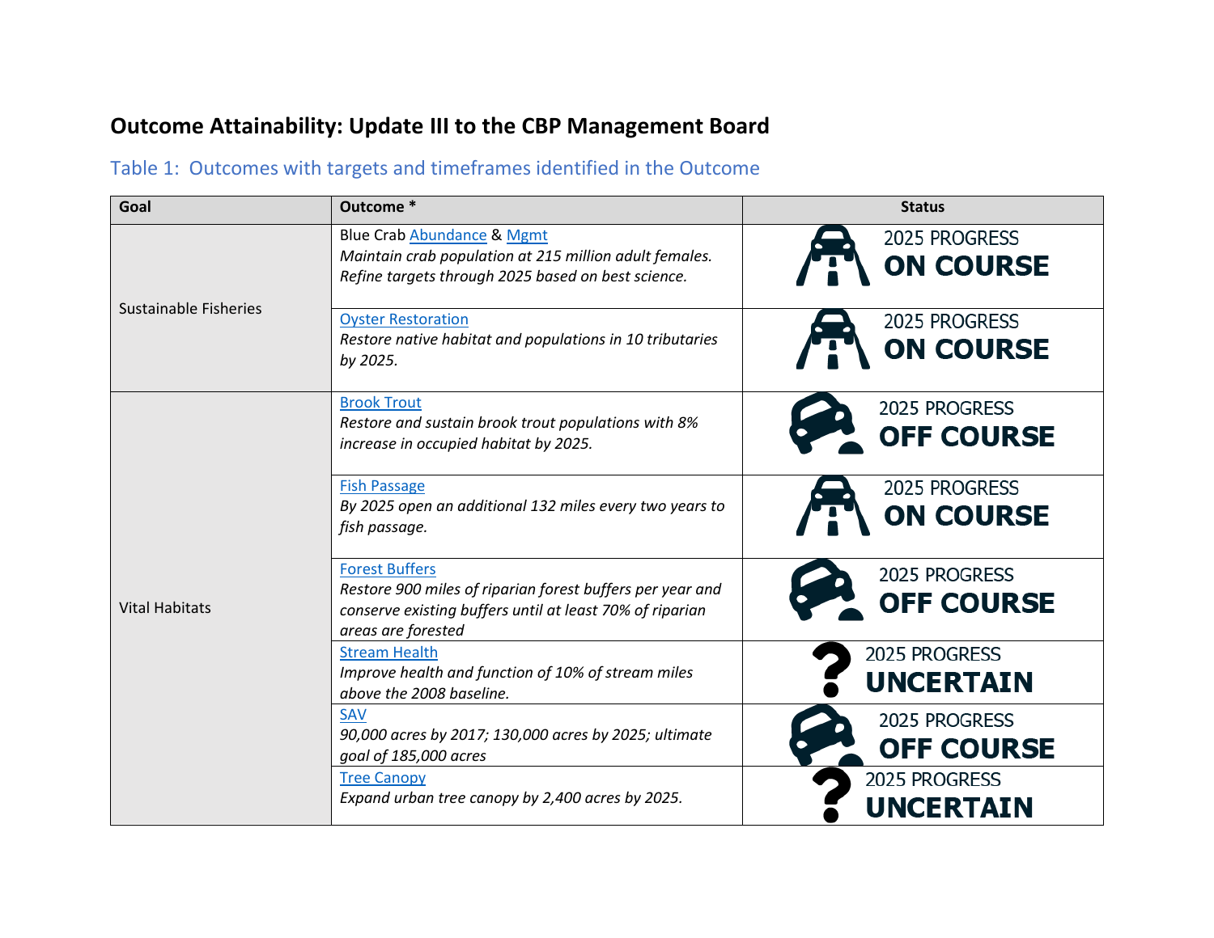# Outcome Attainability: Update III to the CBP Management Board

## Table 1: Outcomes with targets and timeframes identified in the Outcome

| Goal | Outcome * | Status |
|---|---|---|
| Sustainable Fisheries | Blue Crab Abundance & Mgmt<br>*Maintain crab population at 215 million adult females. Refine targets through 2025 based on best science.* | 2025 PROGRESS **ON COURSE** |
| | Oyster Restoration<br>*Restore native habitat and populations in 10 tributaries by 2025.* | 2025 PROGRESS **ON COURSE** |
| Vital Habitats | Brook Trout<br>*Restore and sustain brook trout populations with 8% increase in occupied habitat by 2025.* | 2025 PROGRESS **OFF COURSE** |
| | Fish Passage<br>*By 2025 open an additional 132 miles every two years to fish passage.* | 2025 PROGRESS **ON COURSE** |
| | Forest Buffers<br>*Restore 900 miles of riparian forest buffers per year and conserve existing buffers until at least 70% of riparian areas are forested* | 2025 PROGRESS **OFF COURSE** |
| | Stream Health<br>*Improve health and function of 10% of stream miles above the 2008 baseline.* | 2025 PROGRESS **UNCERTAIN** |
| | SAV<br>*90,000 acres by 2017; 130,000 acres by 2025; ultimate goal of 185,000 acres* | 2025 PROGRESS **OFF COURSE** |
| | Tree Canopy<br>*Expand urban tree canopy by 2,400 acres by 2025.* | 2025 PROGRESS **UNCERTAIN** |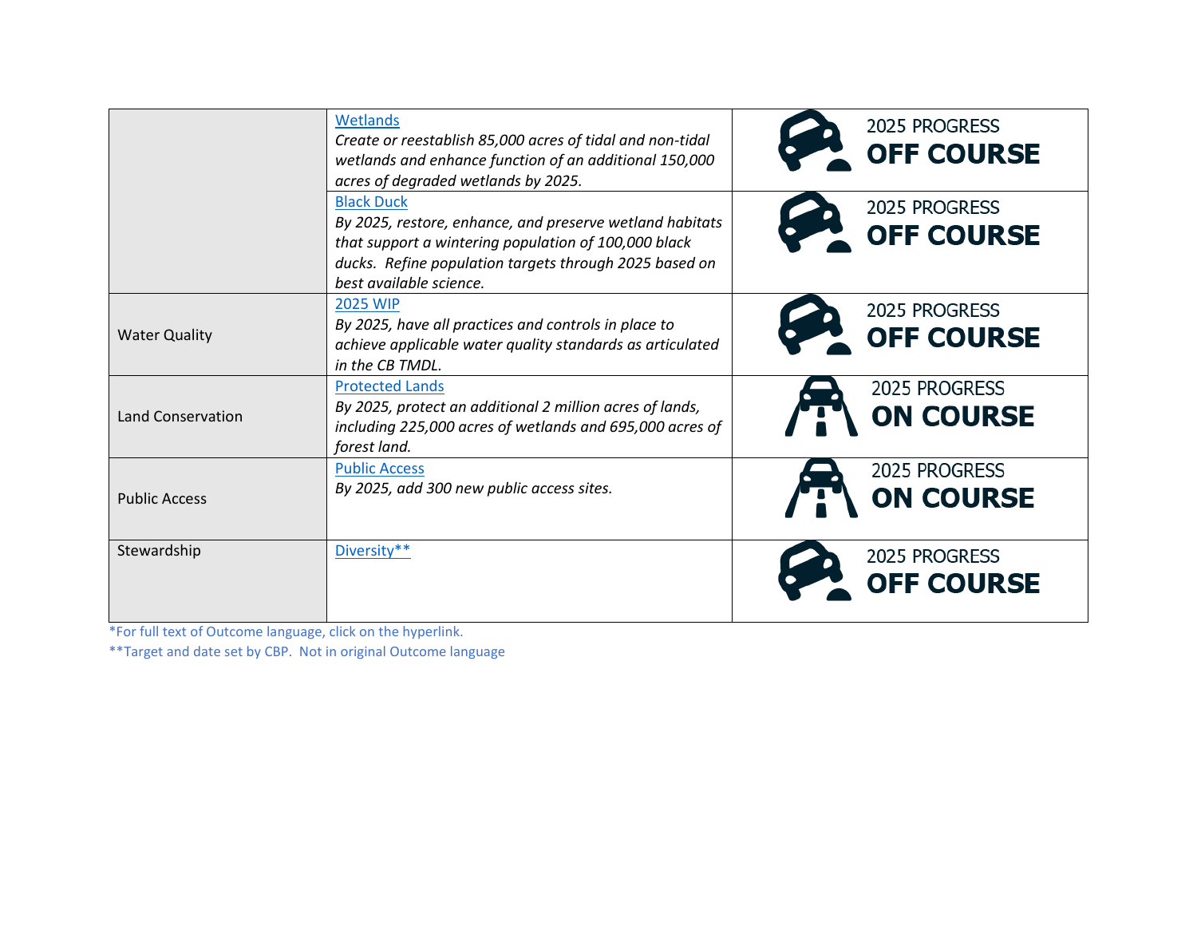| | | |
|---|---|---|
| | Wetlands<br>*Create or reestablish 85,000 acres of tidal and non-tidal wetlands and enhance function of an additional 150,000 acres of degraded wetlands by 2025.* | 2025 PROGRESS **OFF COURSE** |
| | Black Duck<br>*By 2025, restore, enhance, and preserve wetland habitats that support a wintering population of 100,000 black ducks. Refine population targets through 2025 based on best available science.* | 2025 PROGRESS **OFF COURSE** |
| Water Quality | 2025 WIP<br>*By 2025, have all practices and controls in place to achieve applicable water quality standards as articulated in the CB TMDL.* | 2025 PROGRESS **OFF COURSE** |
| Land Conservation | Protected Lands<br>*By 2025, protect an additional 2 million acres of lands, including 225,000 acres of wetlands and 695,000 acres of forest land.* | 2025 PROGRESS **ON COURSE** |
| Public Access | Public Access<br>*By 2025, add 300 new public access sites.* | 2025 PROGRESS **ON COURSE** |
| Stewardship | Diversity** | 2025 PROGRESS **OFF COURSE** |

*For full text of Outcome language, click on the hyperlink.

**Target and date set by CBP. Not in original Outcome language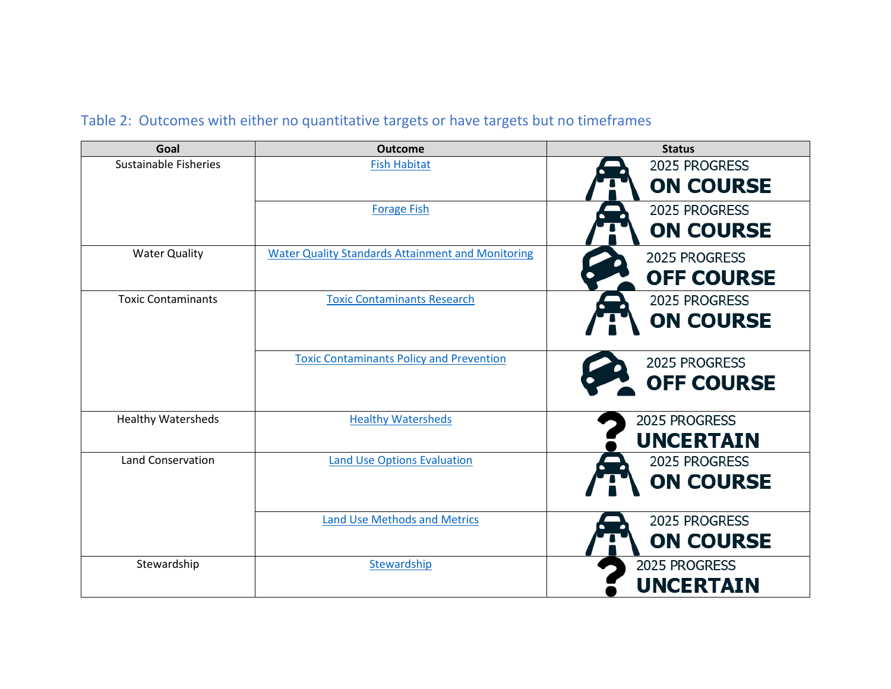Table 2: Outcomes with either no quantitative targets or have targets but no timeframes

| Goal | Outcome | Status |
|---|---|---|
| Sustainable Fisheries | Fish Habitat | 2025 PROGRESS **ON COURSE** |
| | Forage Fish | 2025 PROGRESS **ON COURSE** |
| Water Quality | Water Quality Standards Attainment and Monitoring | 2025 PROGRESS **OFF COURSE** |
| Toxic Contaminants | Toxic Contaminants Research | 2025 PROGRESS **ON COURSE** |
| | Toxic Contaminants Policy and Prevention | 2025 PROGRESS **OFF COURSE** |
| Healthy Watersheds | Healthy Watersheds | 2025 PROGRESS **UNCERTAIN** |
| Land Conservation | Land Use Options Evaluation | 2025 PROGRESS **ON COURSE** |
| | Land Use Methods and Metrics | 2025 PROGRESS **ON COURSE** |
| Stewardship | Stewardship | 2025 PROGRESS **UNCERTAIN** |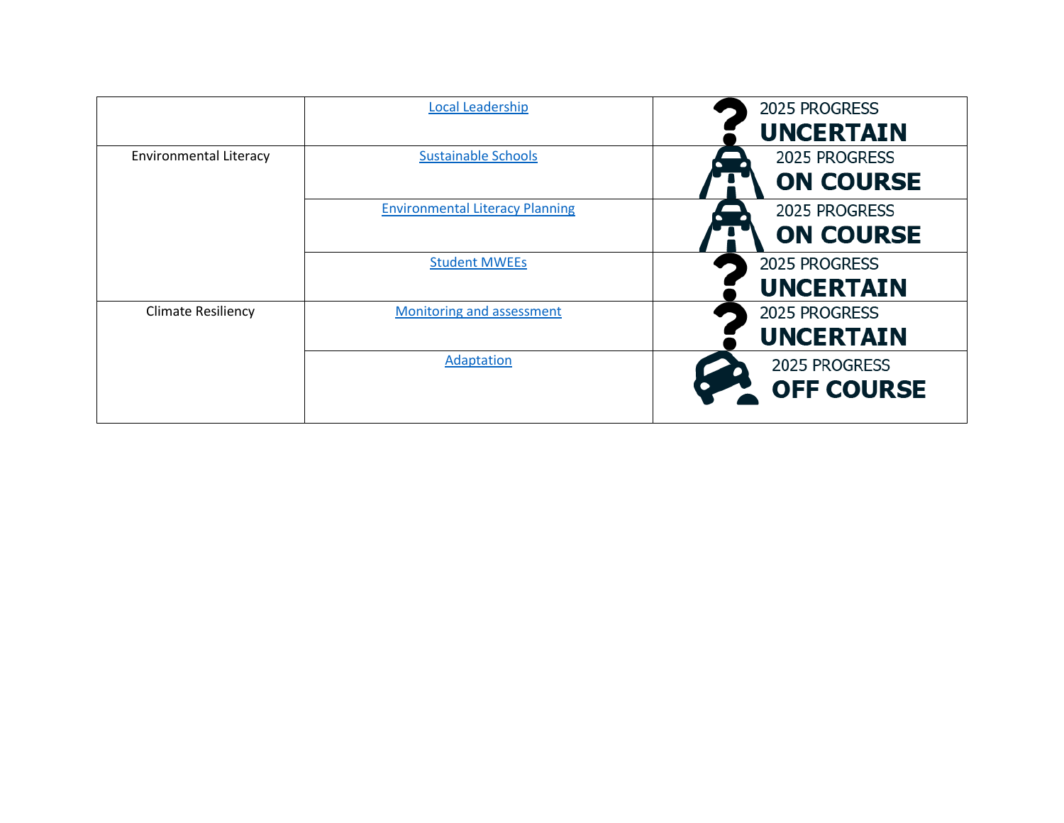| | | |
|---|---|---|
| | Local Leadership | 2025 PROGRESS **UNCERTAIN** |
| Environmental Literacy | Sustainable Schools | 2025 PROGRESS **ON COURSE** |
| | Environmental Literacy Planning | 2025 PROGRESS **ON COURSE** |
| | Student MWEEs | 2025 PROGRESS **UNCERTAIN** |
| Climate Resiliency | Monitoring and assessment | 2025 PROGRESS **UNCERTAIN** |
| | Adaptation | 2025 PROGRESS **OFF COURSE** |